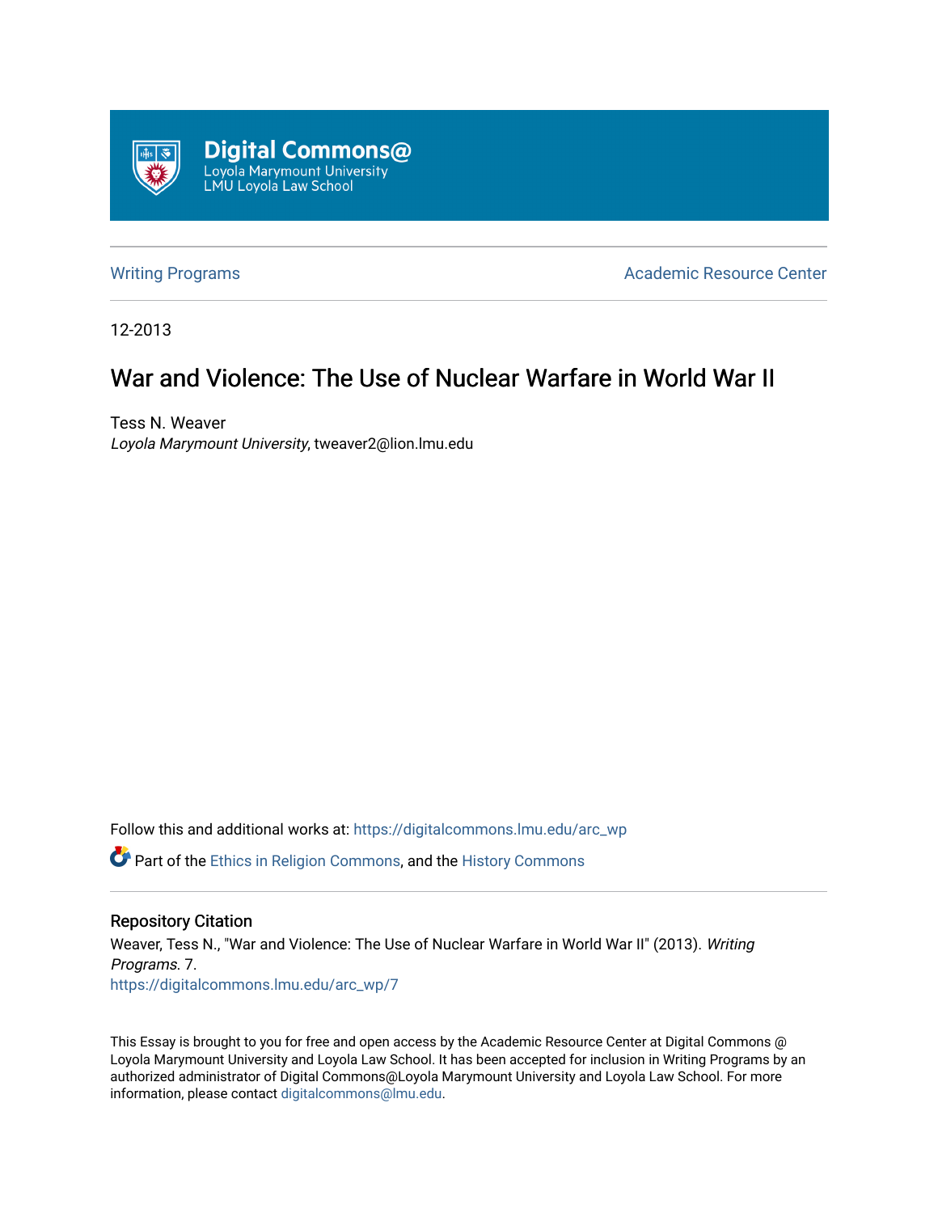Digital Commons@
Loyola Marymount University
LMU Loyola Law School

Writing Programs | Academic Resource Center

12-2013

# War and Violence: The Use of Nuclear Warfare in World War II

Tess N. Weaver
*Loyola Marymount University*, tweaver2@lion.lmu.edu

Follow this and additional works at: https://digitalcommons.lmu.edu/arc_wp

Part of the Ethics in Religion Commons, and the History Commons

## Repository Citation

Weaver, Tess N., "War and Violence: The Use of Nuclear Warfare in World War II" (2013). *Writing Programs*. 7.
https://digitalcommons.lmu.edu/arc_wp/7

This Essay is brought to you for free and open access by the Academic Resource Center at Digital Commons @ Loyola Marymount University and Loyola Law School. It has been accepted for inclusion in Writing Programs by an authorized administrator of Digital Commons@Loyola Marymount University and Loyola Law School. For more information, please contact digitalcommons@lmu.edu.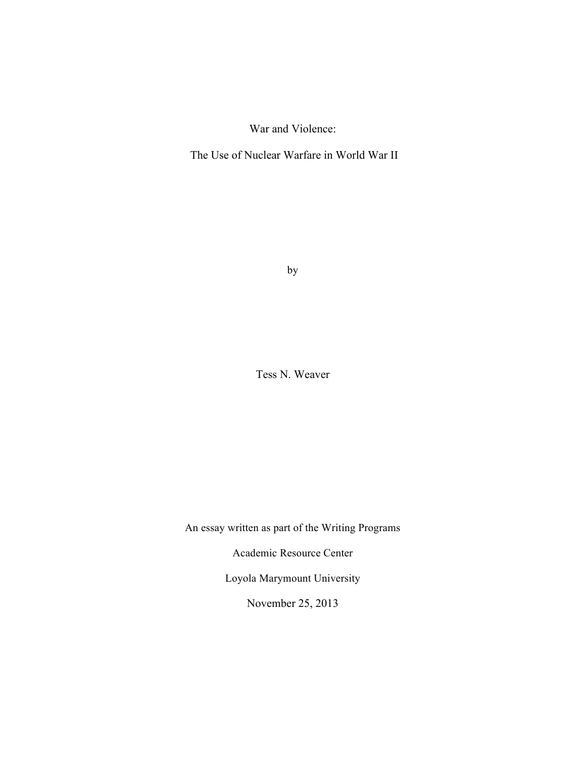# War and Violence:

# The Use of Nuclear Warfare in World War II

by

Tess N. Weaver

An essay written as part of the Writing Programs

Academic Resource Center

Loyola Marymount University

November 25, 2013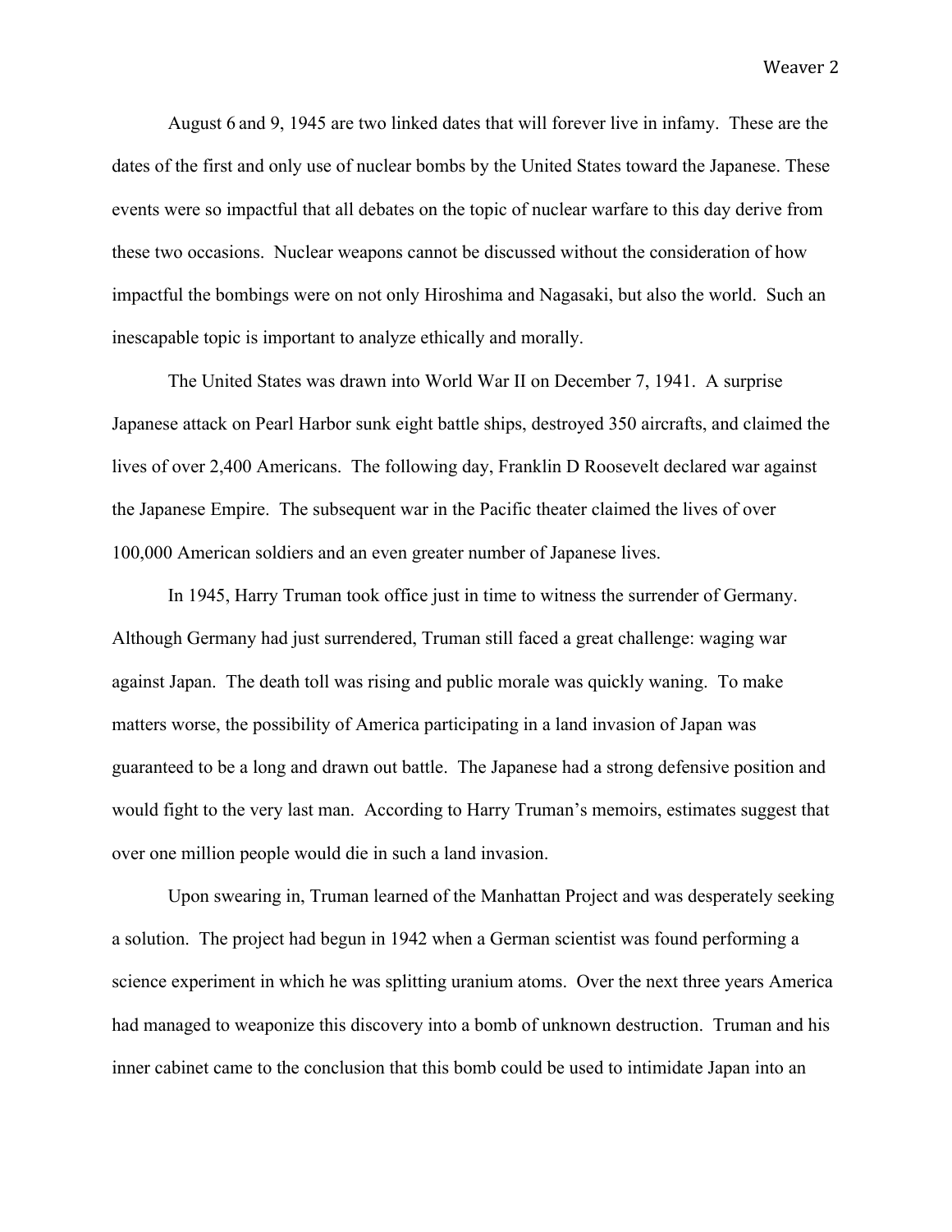August 6 and 9, 1945 are two linked dates that will forever live in infamy. These are the dates of the first and only use of nuclear bombs by the United States toward the Japanese. These events were so impactful that all debates on the topic of nuclear warfare to this day derive from these two occasions. Nuclear weapons cannot be discussed without the consideration of how impactful the bombings were on not only Hiroshima and Nagasaki, but also the world. Such an inescapable topic is important to analyze ethically and morally.

The United States was drawn into World War II on December 7, 1941. A surprise Japanese attack on Pearl Harbor sunk eight battle ships, destroyed 350 aircrafts, and claimed the lives of over 2,400 Americans. The following day, Franklin D Roosevelt declared war against the Japanese Empire. The subsequent war in the Pacific theater claimed the lives of over 100,000 American soldiers and an even greater number of Japanese lives.

In 1945, Harry Truman took office just in time to witness the surrender of Germany. Although Germany had just surrendered, Truman still faced a great challenge: waging war against Japan. The death toll was rising and public morale was quickly waning. To make matters worse, the possibility of America participating in a land invasion of Japan was guaranteed to be a long and drawn out battle. The Japanese had a strong defensive position and would fight to the very last man. According to Harry Truman's memoirs, estimates suggest that over one million people would die in such a land invasion.

Upon swearing in, Truman learned of the Manhattan Project and was desperately seeking a solution. The project had begun in 1942 when a German scientist was found performing a science experiment in which he was splitting uranium atoms. Over the next three years America had managed to weaponize this discovery into a bomb of unknown destruction. Truman and his inner cabinet came to the conclusion that this bomb could be used to intimidate Japan into an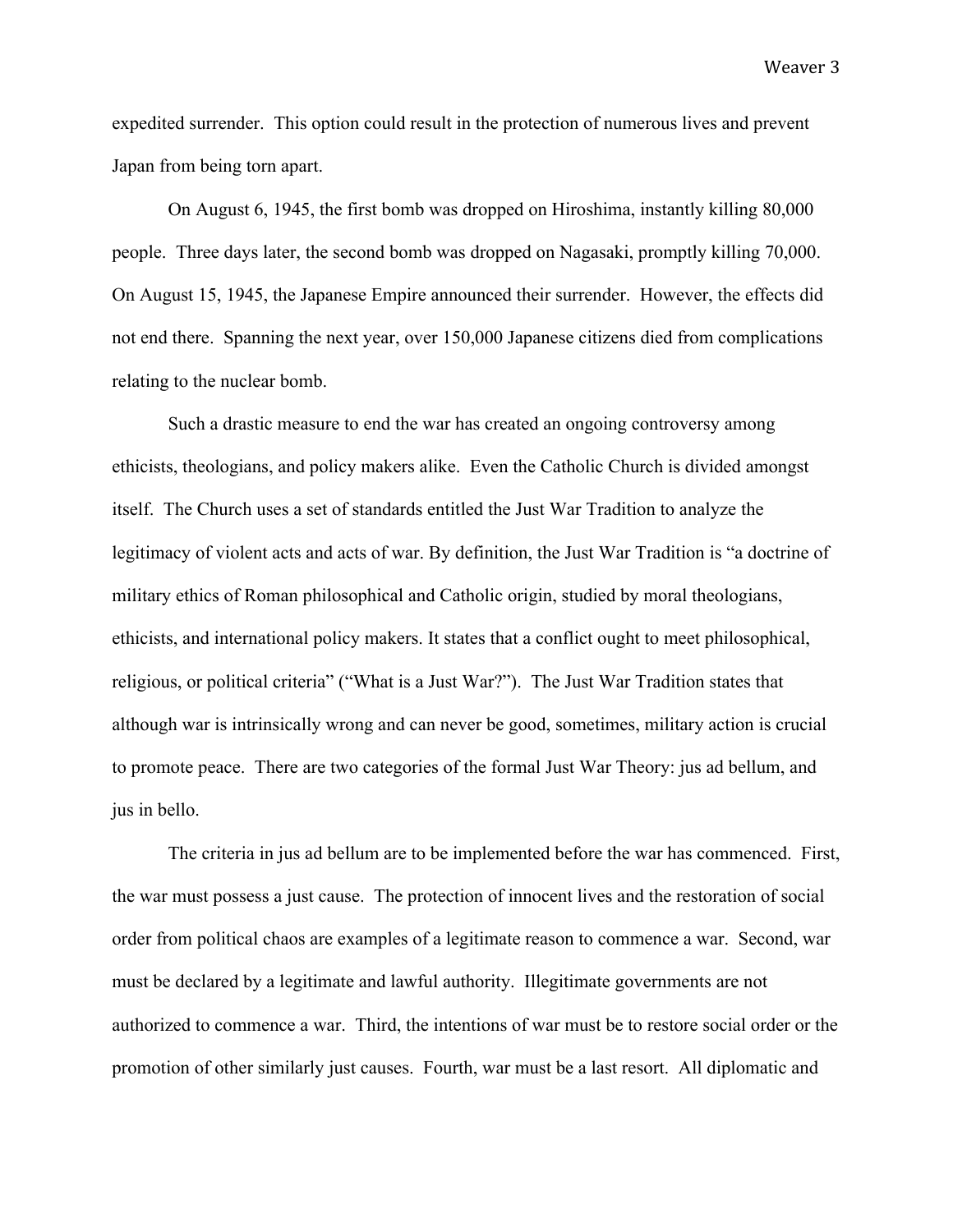expedited surrender. This option could result in the protection of numerous lives and prevent Japan from being torn apart.

On August 6, 1945, the first bomb was dropped on Hiroshima, instantly killing 80,000 people. Three days later, the second bomb was dropped on Nagasaki, promptly killing 70,000. On August 15, 1945, the Japanese Empire announced their surrender. However, the effects did not end there. Spanning the next year, over 150,000 Japanese citizens died from complications relating to the nuclear bomb.

Such a drastic measure to end the war has created an ongoing controversy among ethicists, theologians, and policy makers alike. Even the Catholic Church is divided amongst itself. The Church uses a set of standards entitled the Just War Tradition to analyze the legitimacy of violent acts and acts of war. By definition, the Just War Tradition is "a doctrine of military ethics of Roman philosophical and Catholic origin, studied by moral theologians, ethicists, and international policy makers. It states that a conflict ought to meet philosophical, religious, or political criteria" ("What is a Just War?"). The Just War Tradition states that although war is intrinsically wrong and can never be good, sometimes, military action is crucial to promote peace. There are two categories of the formal Just War Theory: jus ad bellum, and jus in bello.

The criteria in jus ad bellum are to be implemented before the war has commenced. First, the war must possess a just cause. The protection of innocent lives and the restoration of social order from political chaos are examples of a legitimate reason to commence a war. Second, war must be declared by a legitimate and lawful authority. Illegitimate governments are not authorized to commence a war. Third, the intentions of war must be to restore social order or the promotion of other similarly just causes. Fourth, war must be a last resort. All diplomatic and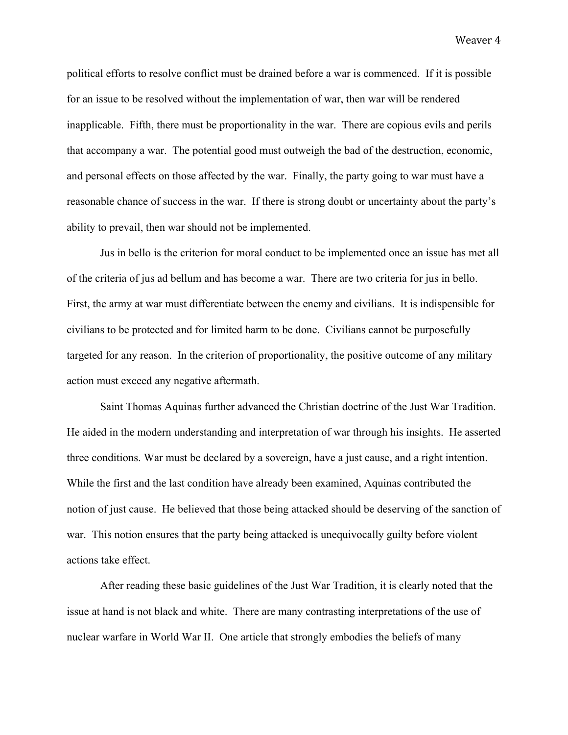political efforts to resolve conflict must be drained before a war is commenced. If it is possible for an issue to be resolved without the implementation of war, then war will be rendered inapplicable. Fifth, there must be proportionality in the war. There are copious evils and perils that accompany a war. The potential good must outweigh the bad of the destruction, economic, and personal effects on those affected by the war. Finally, the party going to war must have a reasonable chance of success in the war. If there is strong doubt or uncertainty about the party's ability to prevail, then war should not be implemented.

Jus in bello is the criterion for moral conduct to be implemented once an issue has met all of the criteria of jus ad bellum and has become a war. There are two criteria for jus in bello. First, the army at war must differentiate between the enemy and civilians. It is indispensible for civilians to be protected and for limited harm to be done. Civilians cannot be purposefully targeted for any reason. In the criterion of proportionality, the positive outcome of any military action must exceed any negative aftermath.

Saint Thomas Aquinas further advanced the Christian doctrine of the Just War Tradition. He aided in the modern understanding and interpretation of war through his insights. He asserted three conditions. War must be declared by a sovereign, have a just cause, and a right intention. While the first and the last condition have already been examined, Aquinas contributed the notion of just cause. He believed that those being attacked should be deserving of the sanction of war. This notion ensures that the party being attacked is unequivocally guilty before violent actions take effect.

After reading these basic guidelines of the Just War Tradition, it is clearly noted that the issue at hand is not black and white. There are many contrasting interpretations of the use of nuclear warfare in World War II. One article that strongly embodies the beliefs of many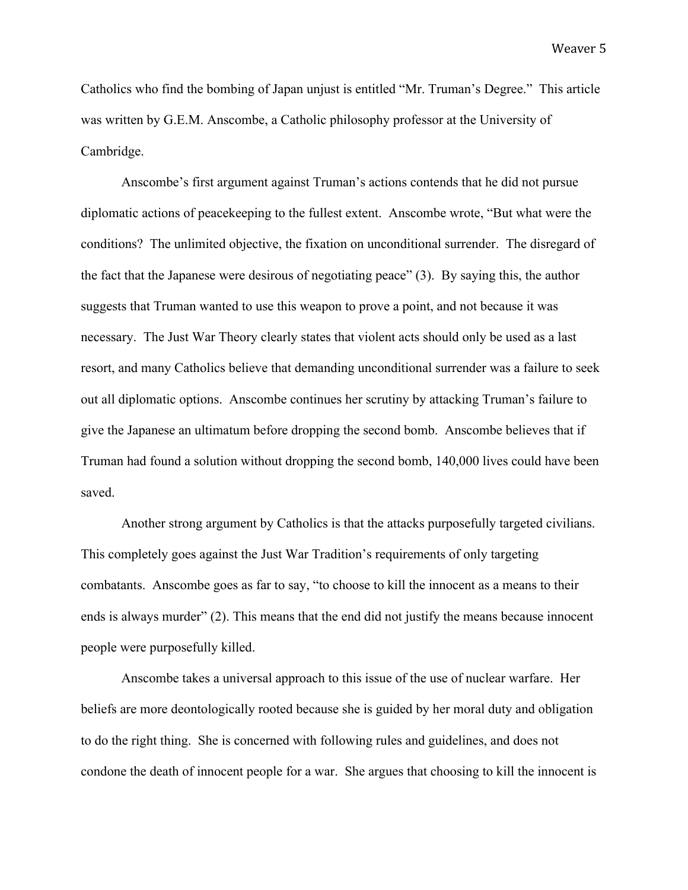Catholics who find the bombing of Japan unjust is entitled "Mr. Truman's Degree." This article was written by G.E.M. Anscombe, a Catholic philosophy professor at the University of Cambridge.

Anscombe's first argument against Truman's actions contends that he did not pursue diplomatic actions of peacekeeping to the fullest extent. Anscombe wrote, "But what were the conditions? The unlimited objective, the fixation on unconditional surrender. The disregard of the fact that the Japanese were desirous of negotiating peace" (3). By saying this, the author suggests that Truman wanted to use this weapon to prove a point, and not because it was necessary. The Just War Theory clearly states that violent acts should only be used as a last resort, and many Catholics believe that demanding unconditional surrender was a failure to seek out all diplomatic options. Anscombe continues her scrutiny by attacking Truman's failure to give the Japanese an ultimatum before dropping the second bomb. Anscombe believes that if Truman had found a solution without dropping the second bomb, 140,000 lives could have been saved.

Another strong argument by Catholics is that the attacks purposefully targeted civilians. This completely goes against the Just War Tradition's requirements of only targeting combatants. Anscombe goes as far to say, "to choose to kill the innocent as a means to their ends is always murder" (2). This means that the end did not justify the means because innocent people were purposefully killed.

Anscombe takes a universal approach to this issue of the use of nuclear warfare. Her beliefs are more deontologically rooted because she is guided by her moral duty and obligation to do the right thing. She is concerned with following rules and guidelines, and does not condone the death of innocent people for a war. She argues that choosing to kill the innocent is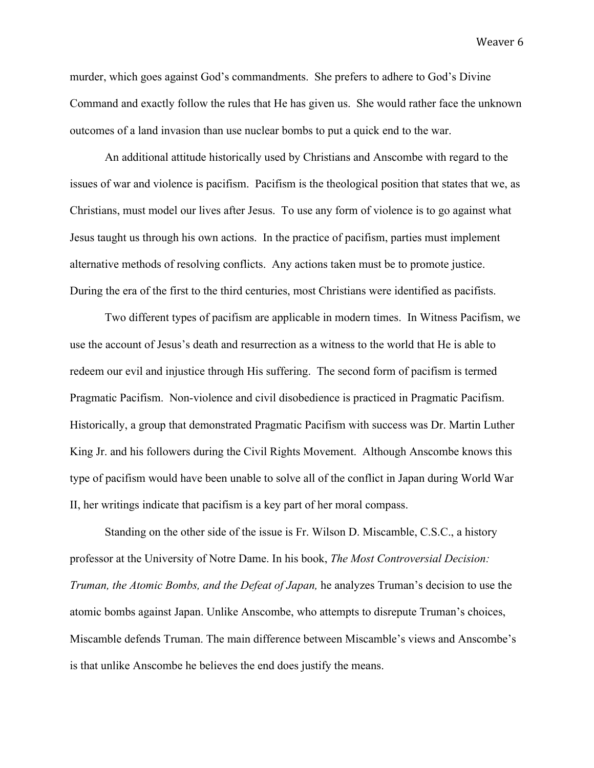murder, which goes against God's commandments. She prefers to adhere to God's Divine Command and exactly follow the rules that He has given us. She would rather face the unknown outcomes of a land invasion than use nuclear bombs to put a quick end to the war.

An additional attitude historically used by Christians and Anscombe with regard to the issues of war and violence is pacifism. Pacifism is the theological position that states that we, as Christians, must model our lives after Jesus. To use any form of violence is to go against what Jesus taught us through his own actions. In the practice of pacifism, parties must implement alternative methods of resolving conflicts. Any actions taken must be to promote justice. During the era of the first to the third centuries, most Christians were identified as pacifists.

Two different types of pacifism are applicable in modern times. In Witness Pacifism, we use the account of Jesus's death and resurrection as a witness to the world that He is able to redeem our evil and injustice through His suffering. The second form of pacifism is termed Pragmatic Pacifism. Non-violence and civil disobedience is practiced in Pragmatic Pacifism. Historically, a group that demonstrated Pragmatic Pacifism with success was Dr. Martin Luther King Jr. and his followers during the Civil Rights Movement. Although Anscombe knows this type of pacifism would have been unable to solve all of the conflict in Japan during World War II, her writings indicate that pacifism is a key part of her moral compass.

Standing on the other side of the issue is Fr. Wilson D. Miscamble, C.S.C., a history professor at the University of Notre Dame. In his book, *The Most Controversial Decision: Truman, the Atomic Bombs, and the Defeat of Japan,* he analyzes Truman's decision to use the atomic bombs against Japan. Unlike Anscombe, who attempts to disrepute Truman's choices, Miscamble defends Truman. The main difference between Miscamble's views and Anscombe's is that unlike Anscombe he believes the end does justify the means.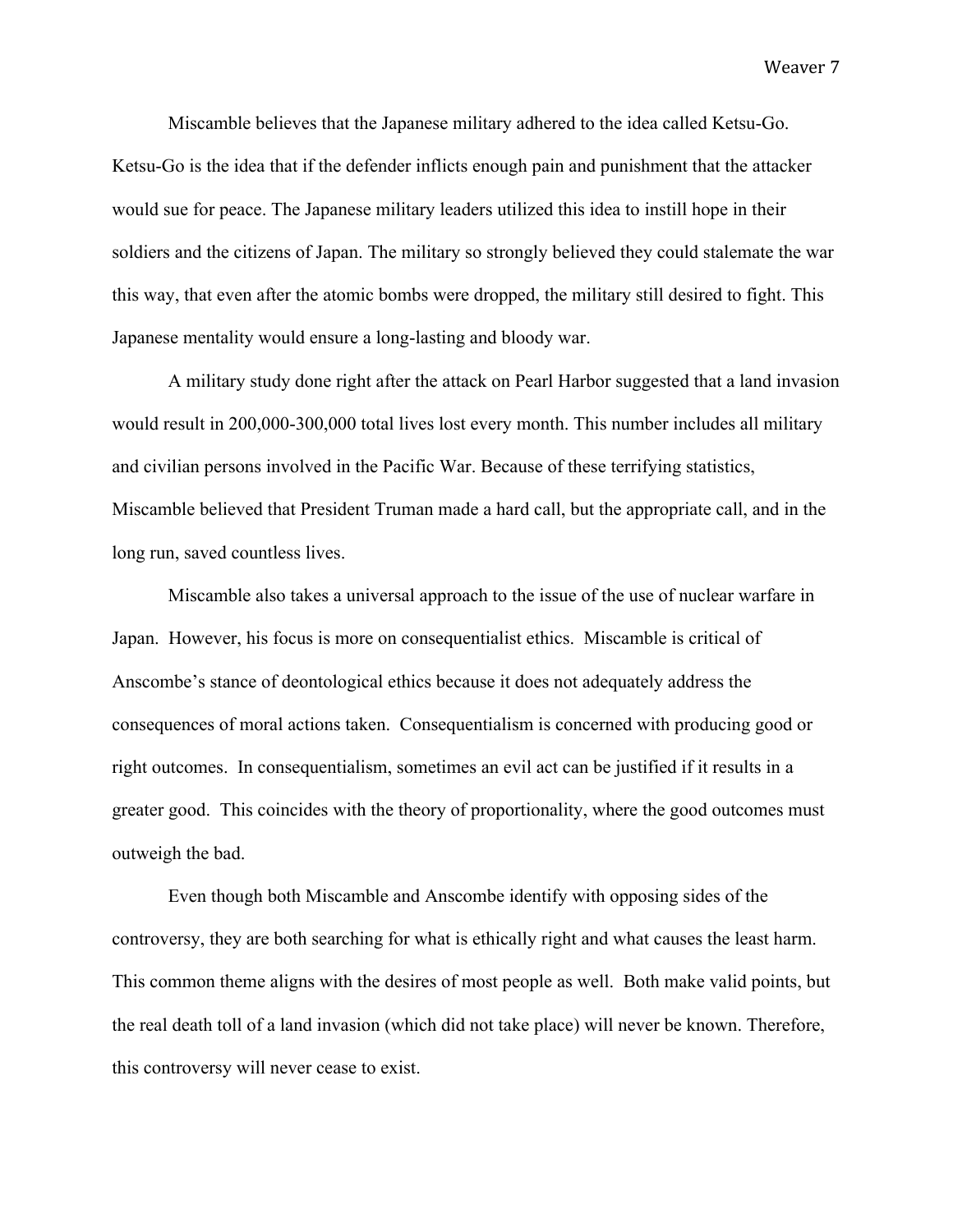Miscamble believes that the Japanese military adhered to the idea called Ketsu-Go. Ketsu-Go is the idea that if the defender inflicts enough pain and punishment that the attacker would sue for peace. The Japanese military leaders utilized this idea to instill hope in their soldiers and the citizens of Japan. The military so strongly believed they could stalemate the war this way, that even after the atomic bombs were dropped, the military still desired to fight. This Japanese mentality would ensure a long-lasting and bloody war.

A military study done right after the attack on Pearl Harbor suggested that a land invasion would result in 200,000-300,000 total lives lost every month. This number includes all military and civilian persons involved in the Pacific War. Because of these terrifying statistics, Miscamble believed that President Truman made a hard call, but the appropriate call, and in the long run, saved countless lives.

Miscamble also takes a universal approach to the issue of the use of nuclear warfare in Japan. However, his focus is more on consequentialist ethics. Miscamble is critical of Anscombe's stance of deontological ethics because it does not adequately address the consequences of moral actions taken. Consequentialism is concerned with producing good or right outcomes. In consequentialism, sometimes an evil act can be justified if it results in a greater good. This coincides with the theory of proportionality, where the good outcomes must outweigh the bad.

Even though both Miscamble and Anscombe identify with opposing sides of the controversy, they are both searching for what is ethically right and what causes the least harm. This common theme aligns with the desires of most people as well. Both make valid points, but the real death toll of a land invasion (which did not take place) will never be known. Therefore, this controversy will never cease to exist.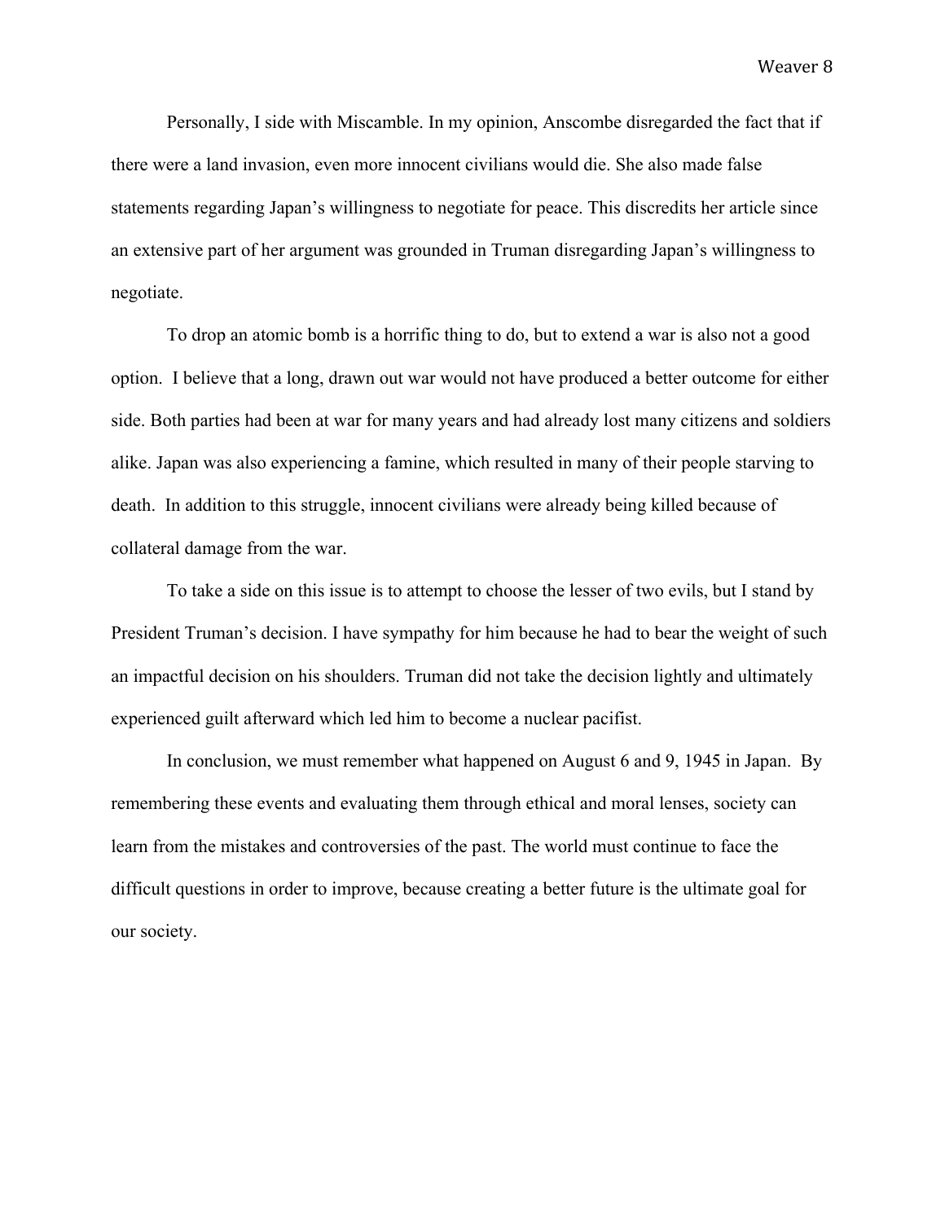Personally, I side with Miscamble. In my opinion, Anscombe disregarded the fact that if there were a land invasion, even more innocent civilians would die. She also made false statements regarding Japan's willingness to negotiate for peace. This discredits her article since an extensive part of her argument was grounded in Truman disregarding Japan's willingness to negotiate.

To drop an atomic bomb is a horrific thing to do, but to extend a war is also not a good option. I believe that a long, drawn out war would not have produced a better outcome for either side. Both parties had been at war for many years and had already lost many citizens and soldiers alike. Japan was also experiencing a famine, which resulted in many of their people starving to death. In addition to this struggle, innocent civilians were already being killed because of collateral damage from the war.

To take a side on this issue is to attempt to choose the lesser of two evils, but I stand by President Truman's decision. I have sympathy for him because he had to bear the weight of such an impactful decision on his shoulders. Truman did not take the decision lightly and ultimately experienced guilt afterward which led him to become a nuclear pacifist.

In conclusion, we must remember what happened on August 6 and 9, 1945 in Japan. By remembering these events and evaluating them through ethical and moral lenses, society can learn from the mistakes and controversies of the past. The world must continue to face the difficult questions in order to improve, because creating a better future is the ultimate goal for our society.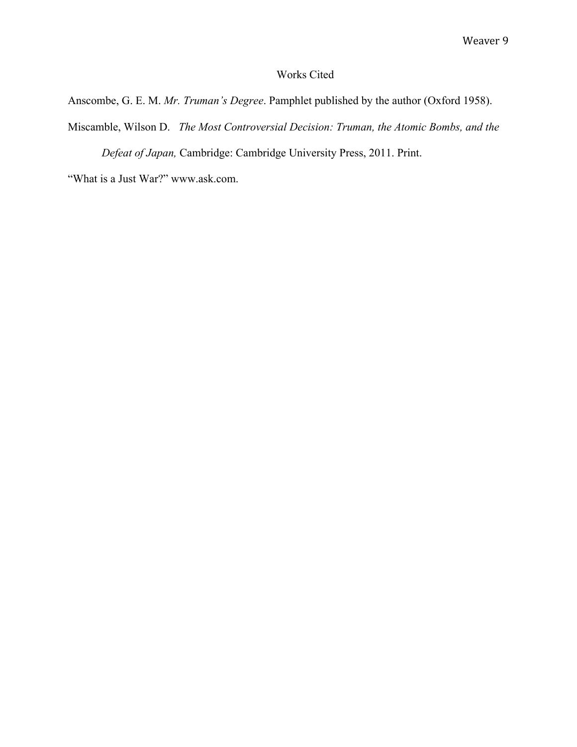# Works Cited

Anscombe, G. E. M. *Mr. Truman's Degree*. Pamphlet published by the author (Oxford 1958).

Miscamble, Wilson D. *The Most Controversial Decision: Truman, the Atomic Bombs, and the Defeat of Japan,* Cambridge: Cambridge University Press, 2011. Print.

"What is a Just War?" www.ask.com.